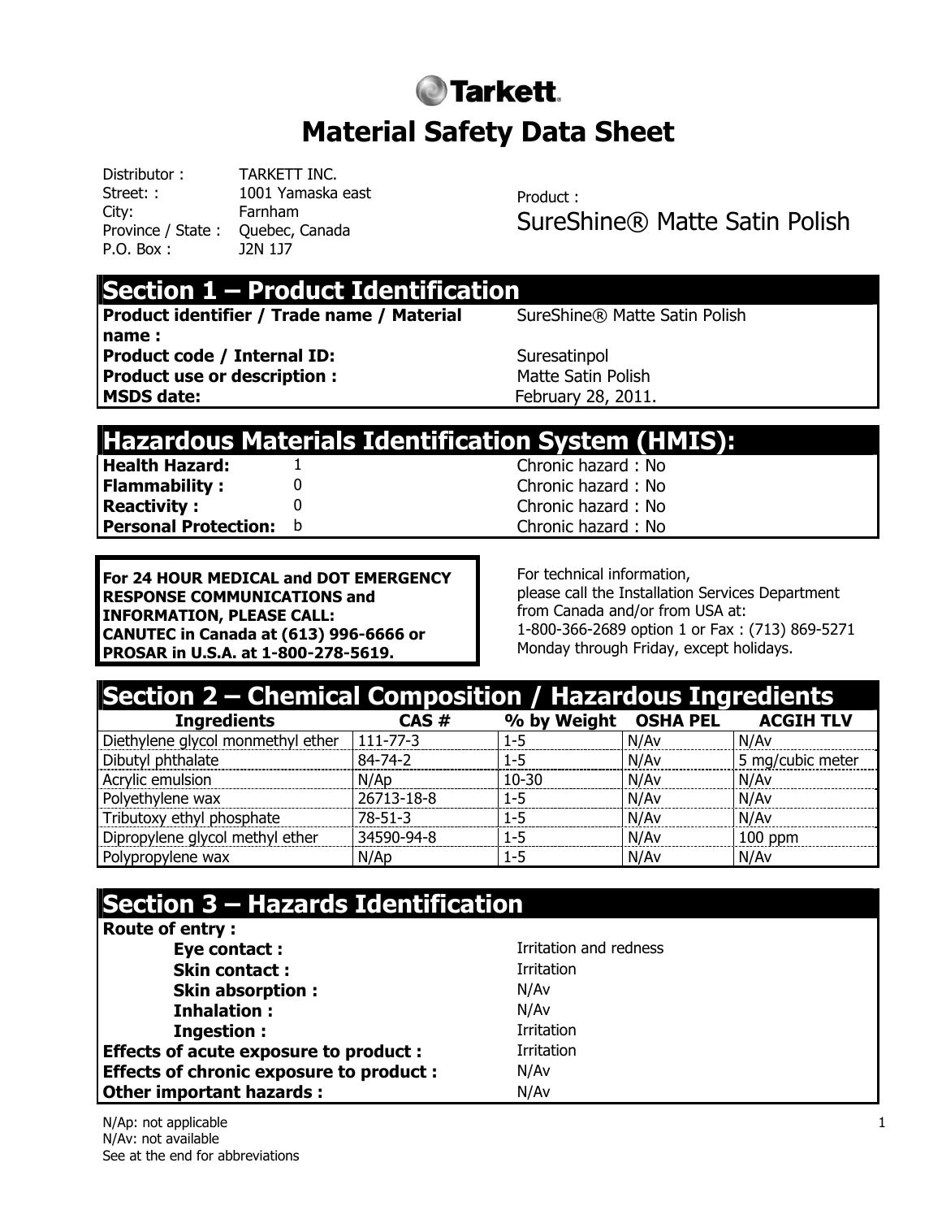# Material Safety Data Sheet

Tarkett

Distributor : TARKETT INC.
Street: : 1001 Yamaska east
City: Farnham
Province / State : Quebec, Canada
P.O. Box : J2N 1J7

Product :
SureShine® Matte Satin Polish

## Section 1 – Product Identification

| | |
|---|---|
| **Product identifier / Trade name / Material name :** | SureShine® Matte Satin Polish |
| **Product code / Internal ID:** | Suresatinpol |
| **Product use or description :** | Matte Satin Polish |
| **MSDS date:** | February 28, 2011. |

## Hazardous Materials Identification System (HMIS):

| | | |
|---|---|---|
| **Health Hazard:** | 1 | Chronic hazard : No |
| **Flammability :** | 0 | Chronic hazard : No |
| **Reactivity :** | 0 | Chronic hazard : No |
| **Personal Protection:** | b | Chronic hazard : No |

**For 24 HOUR MEDICAL and DOT EMERGENCY RESPONSE COMMUNICATIONS and INFORMATION, PLEASE CALL:**
**CANUTEC in Canada at (613) 996-6666 or**
**PROSAR in U.S.A. at 1-800-278-5619.**

For technical information,
please call the Installation Services Department from Canada and/or from USA at:
1-800-366-2689 option 1 or Fax : (713) 869-5271
Monday through Friday, except holidays.

## Section 2 – Chemical Composition / Hazardous Ingredients

| Ingredients | CAS # | % by Weight | OSHA PEL | ACGIH TLV |
|---|---|---|---|---|
| Diethylene glycol monmethyl ether | 111-77-3 | 1-5 | N/Av | N/Av |
| Dibutyl phthalate | 84-74-2 | 1-5 | N/Av | 5 mg/cubic meter |
| Acrylic emulsion | N/Ap | 10-30 | N/Av | N/Av |
| Polyethylene wax | 26713-18-8 | 1-5 | N/Av | N/Av |
| Tributoxy ethyl phosphate | 78-51-3 | 1-5 | N/Av | N/Av |
| Dipropylene glycol methyl ether | 34590-94-8 | 1-5 | N/Av | 100 ppm |
| Polypropylene wax | N/Ap | 1-5 | N/Av | N/Av |

## Section 3 – Hazards Identification

| | |
|---|---|
| **Route of entry :** | |
| **Eye contact :** | Irritation and redness |
| **Skin contact :** | Irritation |
| **Skin absorption :** | N/Av |
| **Inhalation :** | N/Av |
| **Ingestion :** | Irritation |
| **Effects of acute exposure to product :** | Irritation |
| **Effects of chronic exposure to product :** | N/Av |
| **Other important hazards :** | N/Av |

N/Ap: not applicable
N/Av: not available
See at the end for abbreviations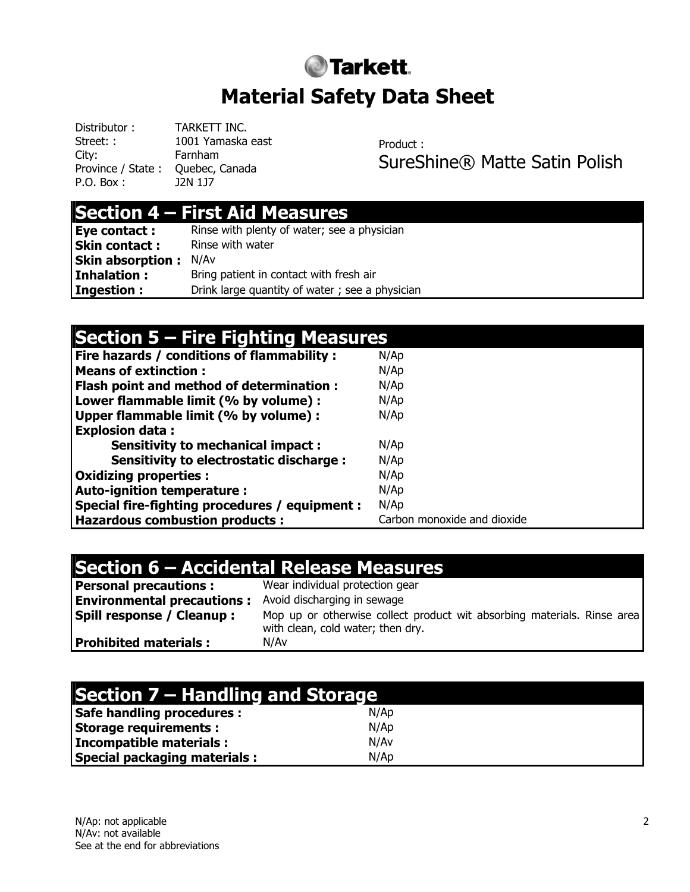# Tarkett

# Material Safety Data Sheet

Distributor : TARKETT INC.
Street: : 1001 Yamaska east
City: Farnham
Province / State : Quebec, Canada
P.O. Box : J2N 1J7

Product :
SureShine® Matte Satin Polish

## Section 4 – First Aid Measures

| | |
|---|---|
| **Eye contact :** | Rinse with plenty of water; see a physician |
| **Skin contact :** | Rinse with water |
| **Skin absorption :** | N/Av |
| **Inhalation :** | Bring patient in contact with fresh air |
| **Ingestion :** | Drink large quantity of water ; see a physician |

## Section 5 – Fire Fighting Measures

| | |
|---|---|
| **Fire hazards / conditions of flammability :** | N/Ap |
| **Means of extinction :** | N/Ap |
| **Flash point and method of determination :** | N/Ap |
| **Lower flammable limit (% by volume) :** | N/Ap |
| **Upper flammable limit (% by volume) :** | N/Ap |
| **Explosion data :** | |
| **Sensitivity to mechanical impact :** | N/Ap |
| **Sensitivity to electrostatic discharge :** | N/Ap |
| **Oxidizing properties :** | N/Ap |
| **Auto-ignition temperature :** | N/Ap |
| **Special fire-fighting procedures / equipment :** | N/Ap |
| **Hazardous combustion products :** | Carbon monoxide and dioxide |

## Section 6 – Accidental Release Measures

| | |
|---|---|
| **Personal precautions :** | Wear individual protection gear |
| **Environmental precautions :** | Avoid discharging in sewage |
| **Spill response / Cleanup :** | Mop up or otherwise collect product wit absorbing materials. Rinse area with clean, cold water; then dry. |
| **Prohibited materials :** | N/Av |

## Section 7 – Handling and Storage

| | |
|---|---|
| **Safe handling procedures :** | N/Ap |
| **Storage requirements :** | N/Ap |
| **Incompatible materials :** | N/Av |
| **Special packaging materials :** | N/Ap |

N/Ap: not applicable
N/Av: not available
See at the end for abbreviations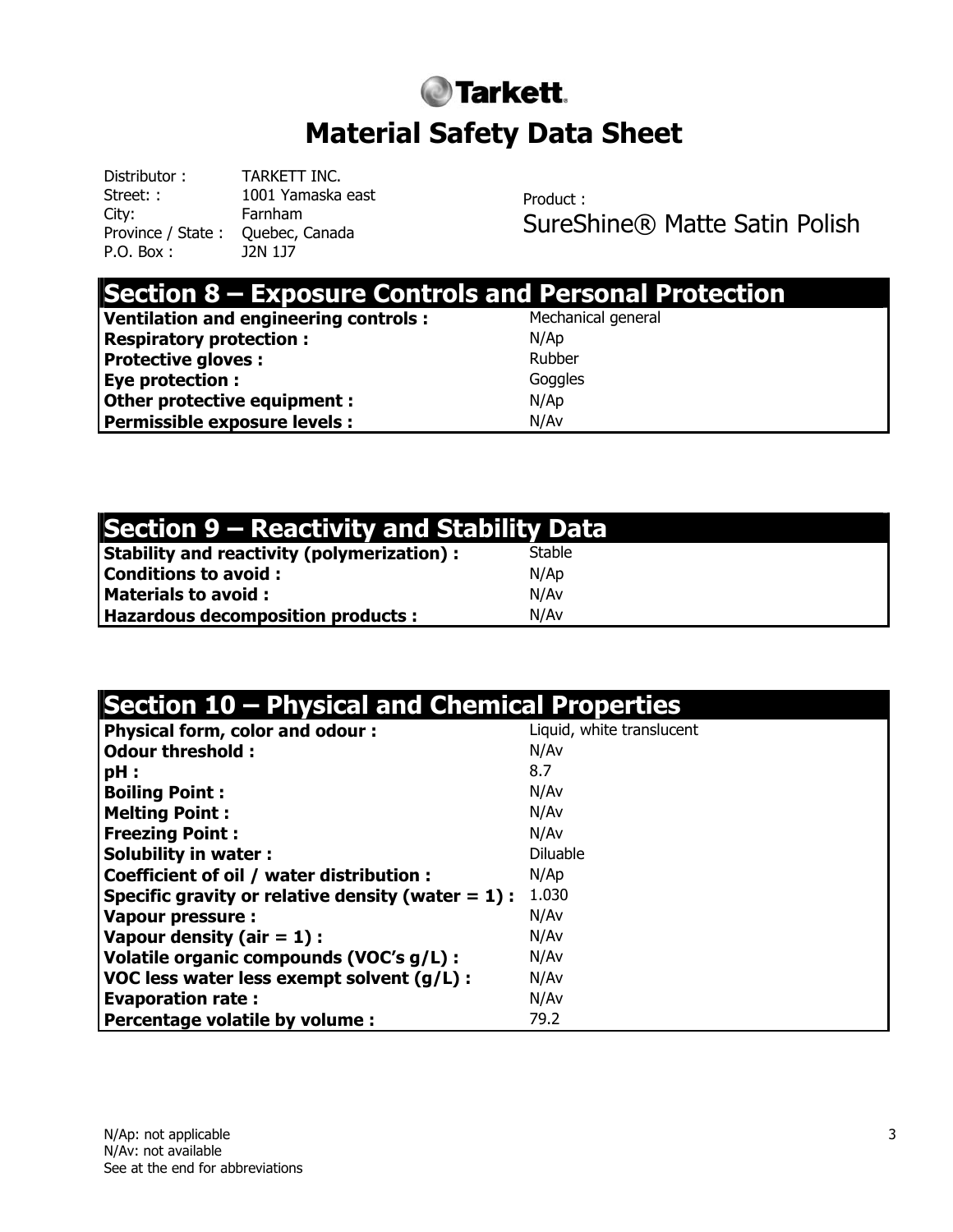# Tarkett

# Material Safety Data Sheet

Distributor : TARKETT INC.
Street: : 1001 Yamaska east
City: Farnham
Province / State : Quebec, Canada
P.O. Box : J2N 1J7

Product :
SureShine® Matte Satin Polish

## Section 8 – Exposure Controls and Personal Protection

| | |
|---|---|
| **Ventilation and engineering controls :** | Mechanical general |
| **Respiratory protection :** | N/Ap |
| **Protective gloves :** | Rubber |
| **Eye protection :** | Goggles |
| **Other protective equipment :** | N/Ap |
| **Permissible exposure levels :** | N/Av |

## Section 9 – Reactivity and Stability Data

| | |
|---|---|
| **Stability and reactivity (polymerization) :** | Stable |
| **Conditions to avoid :** | N/Ap |
| **Materials to avoid :** | N/Av |
| **Hazardous decomposition products :** | N/Av |

## Section 10 – Physical and Chemical Properties

| | |
|---|---|
| **Physical form, color and odour :** | Liquid, white translucent |
| **Odour threshold :** | N/Av |
| **pH :** | 8.7 |
| **Boiling Point :** | N/Av |
| **Melting Point :** | N/Av |
| **Freezing Point :** | N/Av |
| **Solubility in water :** | Diluable |
| **Coefficient of oil / water distribution :** | N/Ap |
| **Specific gravity or relative density (water = 1) :** | 1.030 |
| **Vapour pressure :** | N/Av |
| **Vapour density (air = 1) :** | N/Av |
| **Volatile organic compounds (VOC's g/L) :** | N/Av |
| **VOC less water less exempt solvent (g/L) :** | N/Av |
| **Evaporation rate :** | N/Av |
| **Percentage volatile by volume :** | 79.2 |

N/Ap: not applicable
N/Av: not available
See at the end for abbreviations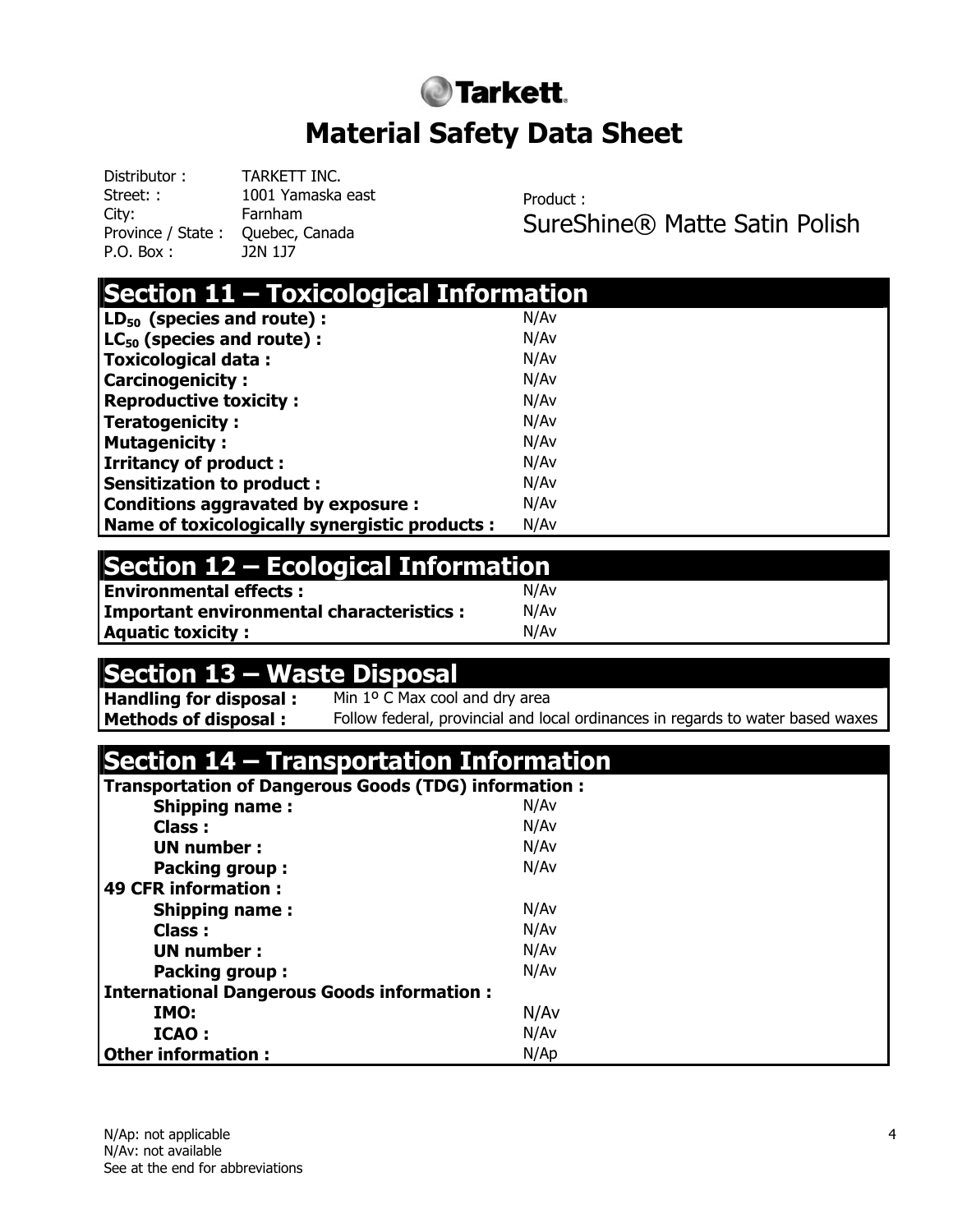# Tarkett

# Material Safety Data Sheet

Distributor : TARKETT INC.
Street: : 1001 Yamaska east
City: Farnham
Province / State : Quebec, Canada
P.O. Box : J2N 1J7

Product :
SureShine® Matte Satin Polish

## Section 11 – Toxicological Information

| | |
|---|---|
| **$LD_{50}$ (species and route) :** | N/Av |
| **$LC_{50}$ (species and route) :** | N/Av |
| **Toxicological data :** | N/Av |
| **Carcinogenicity :** | N/Av |
| **Reproductive toxicity :** | N/Av |
| **Teratogenicity :** | N/Av |
| **Mutagenicity :** | N/Av |
| **Irritancy of product :** | N/Av |
| **Sensitization to product :** | N/Av |
| **Conditions aggravated by exposure :** | N/Av |
| **Name of toxicologically synergistic products :** | N/Av |

## Section 12 – Ecological Information

| | |
|---|---|
| **Environmental effects :** | N/Av |
| **Important environmental characteristics :** | N/Av |
| **Aquatic toxicity :** | N/Av |

## Section 13 – Waste Disposal

| | |
|---|---|
| **Handling for disposal :** | Min 1º C Max cool and dry area |
| **Methods of disposal :** | Follow federal, provincial and local ordinances in regards to water based waxes |

## Section 14 – Transportation Information

| | |
|---|---|
| **Transportation of Dangerous Goods (TDG) information :** | |
| **Shipping name :** | N/Av |
| **Class :** | N/Av |
| **UN number :** | N/Av |
| **Packing group :** | N/Av |
| **49 CFR information :** | |
| **Shipping name :** | N/Av |
| **Class :** | N/Av |
| **UN number :** | N/Av |
| **Packing group :** | N/Av |
| **International Dangerous Goods information :** | |
| **IMO:** | N/Av |
| **ICAO :** | N/Av |
| **Other information :** | N/Ap |

N/Ap: not applicable
N/Av: not available
See at the end for abbreviations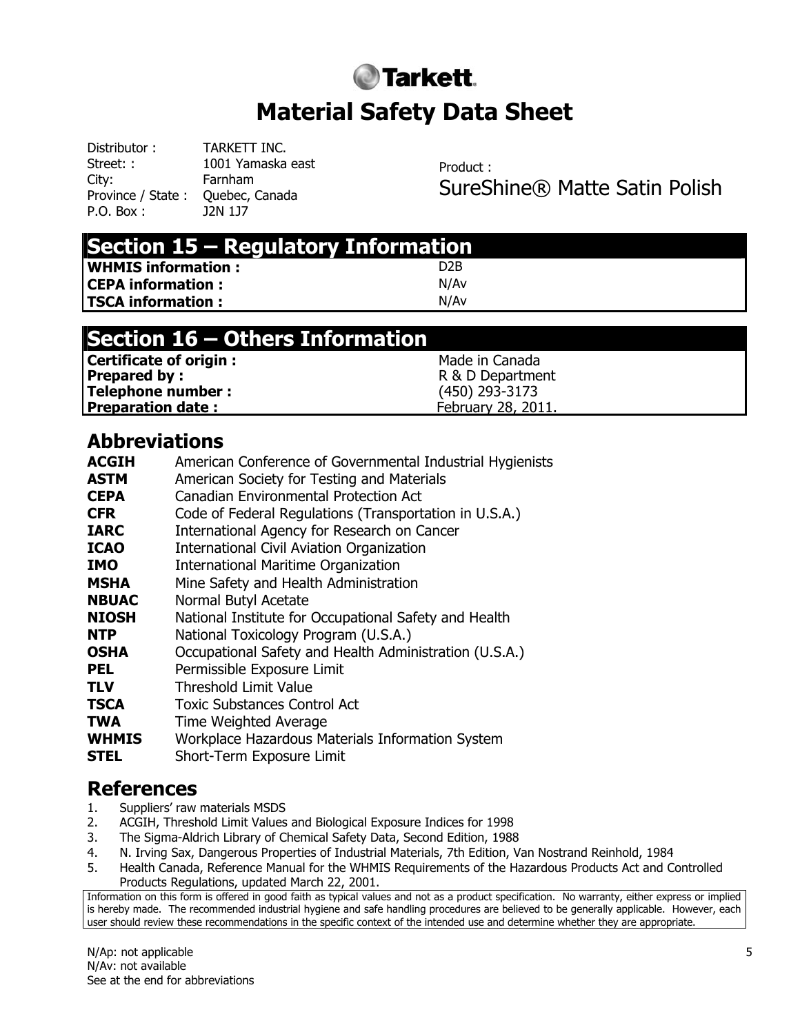# Tarkett

# Material Safety Data Sheet

Distributor : TARKETT INC.
Street: : 1001 Yamaska east
City: Farnham
Province / State : Quebec, Canada
P.O. Box : J2N 1J7

Product :
SureShine® Matte Satin Polish

## Section 15 – Regulatory Information

| | |
|---|---|
| **WHMIS information :** | D2B |
| **CEPA information :** | N/Av |
| **TSCA information :** | N/Av |

## Section 16 – Others Information

| | |
|---|---|
| **Certificate of origin :** | Made in Canada |
| **Prepared by :** | R & D Department |
| **Telephone number :** | (450) 293-3173 |
| **Preparation date :** | February 28, 2011. |

## Abbreviations

| | |
|---|---|
| **ACGIH** | American Conference of Governmental Industrial Hygienists |
| **ASTM** | American Society for Testing and Materials |
| **CEPA** | Canadian Environmental Protection Act |
| **CFR** | Code of Federal Regulations (Transportation in U.S.A.) |
| **IARC** | International Agency for Research on Cancer |
| **ICAO** | International Civil Aviation Organization |
| **IMO** | International Maritime Organization |
| **MSHA** | Mine Safety and Health Administration |
| **NBUAC** | Normal Butyl Acetate |
| **NIOSH** | National Institute for Occupational Safety and Health |
| **NTP** | National Toxicology Program (U.S.A.) |
| **OSHA** | Occupational Safety and Health Administration (U.S.A.) |
| **PEL** | Permissible Exposure Limit |
| **TLV** | Threshold Limit Value |
| **TSCA** | Toxic Substances Control Act |
| **TWA** | Time Weighted Average |
| **WHMIS** | Workplace Hazardous Materials Information System |
| **STEL** | Short-Term Exposure Limit |

## References

1. Suppliers' raw materials MSDS
2. ACGIH, Threshold Limit Values and Biological Exposure Indices for 1998
3. The Sigma-Aldrich Library of Chemical Safety Data, Second Edition, 1988
4. N. Irving Sax, Dangerous Properties of Industrial Materials, 7th Edition, Van Nostrand Reinhold, 1984
5. Health Canada, Reference Manual for the WHMIS Requirements of the Hazardous Products Act and Controlled Products Regulations, updated March 22, 2001.

Information on this form is offered in good faith as typical values and not as a product specification. No warranty, either express or implied is hereby made. The recommended industrial hygiene and safe handling procedures are believed to be generally applicable. However, each user should review these recommendations in the specific context of the intended use and determine whether they are appropriate.

N/Ap: not applicable
N/Av: not available
See at the end for abbreviations